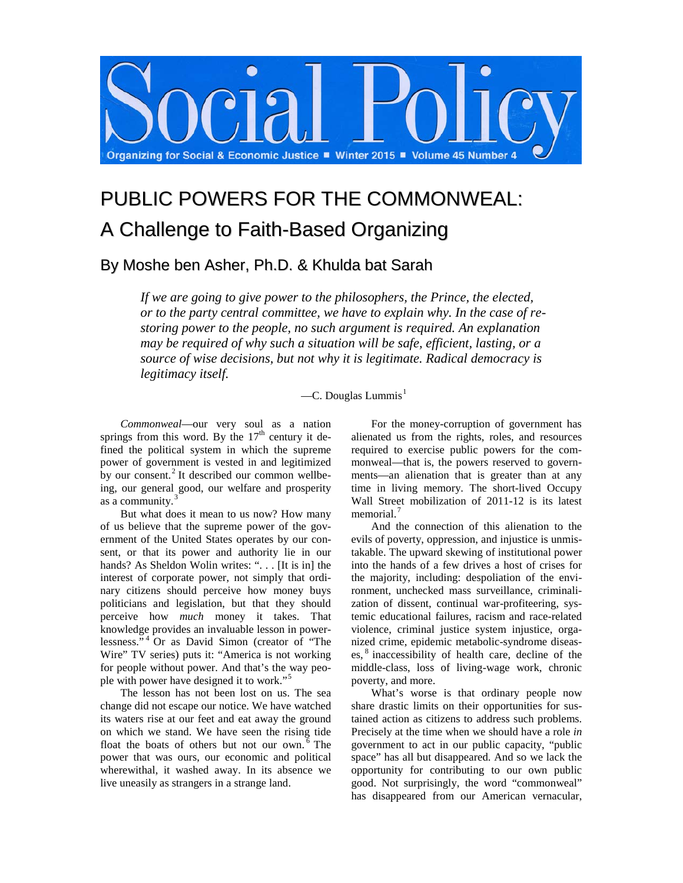# Social Policy

Organizing for Social & Economic Justice ■ Winter 2015 ■ Volume 45 Number 4

# PUBLIC POWERS FOR THE COMMONWEAL: A Challenge to Faith-Based Organizing

## By Moshe ben Asher, Ph.D. & Khulda bat Sarah

*If we are going to give power to the philosophers, the Prince, the elected, or to the party central committee, we have to explain why. In the case of restoring power to the people, no such argument is required. An explanation may be required of why such a situation will be safe, efficient, lasting, or a source of wise decisions, but not why it is legitimate. Radical democracy is legitimacy itself.*

—C. Douglas Lummis[1]

*Commonweal*—our very soul as a nation springs from this word. By the 17th century it defined the political system in which the supreme power of government is vested in and legitimized by our consent.[2] It described our common wellbeing, our general good, our welfare and prosperity as a community.[3]

But what does it mean to us now? How many of us believe that the supreme power of the government of the United States operates by our consent, or that its power and authority lie in our hands? As Sheldon Wolin writes: ". . . [It is in] the interest of corporate power, not simply that ordinary citizens should perceive how money buys politicians and legislation, but that they should perceive how *much* money it takes. That knowledge provides an invaluable lesson in powerlessness."[4] Or as David Simon (creator of "The Wire" TV series) puts it: "America is not working for people without power. And that's the way people with power have designed it to work."[5]

The lesson has not been lost on us. The sea change did not escape our notice. We have watched its waters rise at our feet and eat away the ground on which we stand. We have seen the rising tide float the boats of others but not our own.[6] The power that was ours, our economic and political wherewithal, it washed away. In its absence we live uneasily as strangers in a strange land.

For the money-corruption of government has alienated us from the rights, roles, and resources required to exercise public powers for the commonweal—that is, the powers reserved to governments—an alienation that is greater than at any time in living memory. The short-lived Occupy Wall Street mobilization of 2011-12 is its latest memorial.[7]

And the connection of this alienation to the evils of poverty, oppression, and injustice is unmistakable. The upward skewing of institutional power into the hands of a few drives a host of crises for the majority, including: despoliation of the environment, unchecked mass surveillance, criminalization of dissent, continual war-profiteering, systemic educational failures, racism and race-related violence, criminal justice system injustice, organized crime, epidemic metabolic-syndrome diseases,[8] inaccessibility of health care, decline of the middle-class, loss of living-wage work, chronic poverty, and more.

What's worse is that ordinary people now share drastic limits on their opportunities for sustained action as citizens to address such problems. Precisely at the time when we should have a role *in* government to act in our public capacity, "public space" has all but disappeared. And so we lack the opportunity for contributing to our own public good. Not surprisingly, the word "commonweal" has disappeared from our American vernacular,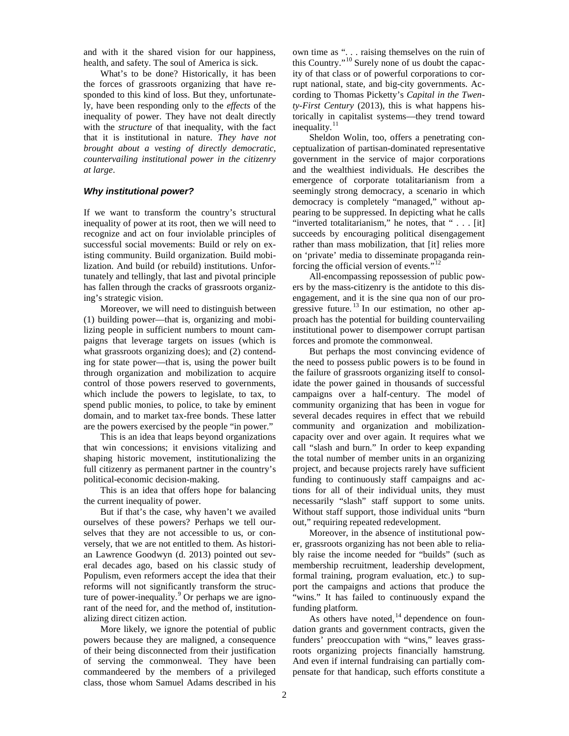and with it the shared vision for our happiness, health, and safety. The soul of America is sick.

What's to be done? Historically, it has been the forces of grassroots organizing that have responded to this kind of loss. But they, unfortunately, have been responding only to the *effects* of the inequality of power. They have not dealt directly with the *structure* of that inequality, with the fact that it is institutional in nature. *They have not brought about a vesting of directly democratic, countervailing institutional power in the citizenry at large*.

### *Why institutional power?*

If we want to transform the country's structural inequality of power at its root, then we will need to recognize and act on four inviolable principles of successful social movements: Build or rely on existing community. Build organization. Build mobilization. And build (or rebuild) institutions. Unfortunately and tellingly, that last and pivotal principle has fallen through the cracks of grassroots organizing's strategic vision.

Moreover, we will need to distinguish between (1) building power—that is, organizing and mobilizing people in sufficient numbers to mount campaigns that leverage targets on issues (which is what grassroots organizing does); and (2) contending for state power—that is, using the power built through organization and mobilization to acquire control of those powers reserved to governments, which include the powers to legislate, to tax, to spend public monies, to police, to take by eminent domain, and to market tax-free bonds. These latter are the powers exercised by the people "in power."

This is an idea that leaps beyond organizations that win concessions; it envisions vitalizing and shaping historic movement, institutionalizing the full citizenry as permanent partner in the country's political-economic decision-making.

This is an idea that offers hope for balancing the current inequality of power.

But if that's the case, why haven't we availed ourselves of these powers? Perhaps we tell ourselves that they are not accessible to us, or conversely, that we are not entitled to them. As historian Lawrence Goodwyn (d. 2013) pointed out several decades ago, based on his classic study of Populism, even reformers accept the idea that their reforms will not significantly transform the structure of power-inequality.[9] Or perhaps we are ignorant of the need for, and the method of, institutionalizing direct citizen action.

More likely, we ignore the potential of public powers because they are maligned, a consequence of their being disconnected from their justification of serving the commonweal. They have been commandeered by the members of a privileged class, those whom Samuel Adams described in his own time as ". . . raising themselves on the ruin of this Country."[10] Surely none of us doubt the capacity of that class or of powerful corporations to corrupt national, state, and big-city governments. According to Thomas Picketty's *Capital in the Twenty-First Century* (2013), this is what happens historically in capitalist systems—they trend toward inequality.[11]

Sheldon Wolin, too, offers a penetrating conceptualization of partisan-dominated representative government in the service of major corporations and the wealthiest individuals. He describes the emergence of corporate totalitarianism from a seemingly strong democracy, a scenario in which democracy is completely "managed," without appearing to be suppressed. In depicting what he calls "inverted totalitarianism," he notes, that " . . . [it] succeeds by encouraging political disengagement rather than mass mobilization, that [it] relies more on 'private' media to disseminate propaganda reinforcing the official version of events."[12]

All-encompassing repossession of public powers by the mass-citizenry is the antidote to this disengagement, and it is the sine qua non of our progressive future.[13] In our estimation, no other approach has the potential for building countervailing institutional power to disempower corrupt partisan forces and promote the commonweal.

But perhaps the most convincing evidence of the need to possess public powers is to be found in the failure of grassroots organizing itself to consolidate the power gained in thousands of successful campaigns over a half-century. The model of community organizing that has been in vogue for several decades requires in effect that we rebuild community and organization and mobilization-capacity over and over again. It requires what we call "slash and burn." In order to keep expanding the total number of member units in an organizing project, and because projects rarely have sufficient funding to continuously staff campaigns and actions for all of their individual units, they must necessarily "slash" staff support to some units. Without staff support, those individual units "burn out," requiring repeated redevelopment.

Moreover, in the absence of institutional power, grassroots organizing has not been able to reliably raise the income needed for "builds" (such as membership recruitment, leadership development, formal training, program evaluation, etc.) to support the campaigns and actions that produce the "wins." It has failed to continuously expand the funding platform.

As others have noted,[14] dependence on foundation grants and government contracts, given the funders' preoccupation with "wins," leaves grassroots organizing projects financially hamstrung. And even if internal fundraising can partially compensate for that handicap, such efforts constitute a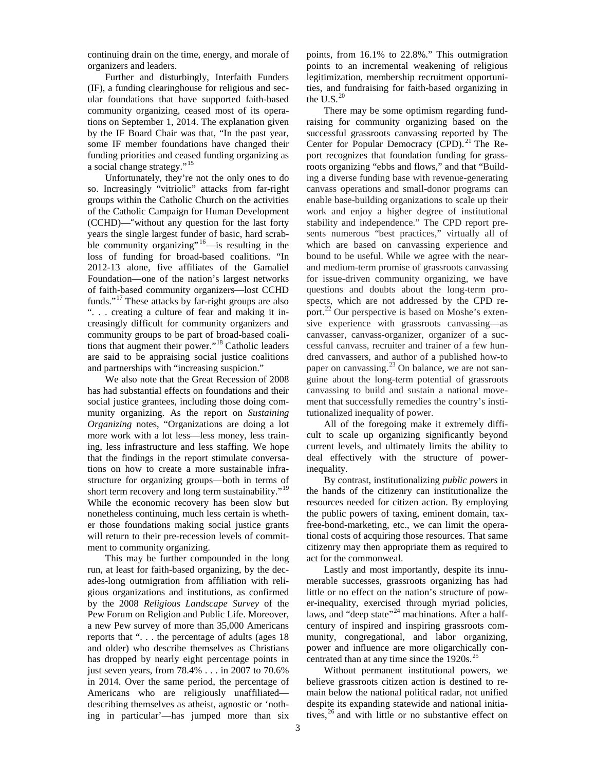continuing drain on the time, energy, and morale of organizers and leaders.

Further and disturbingly, Interfaith Funders (IF), a funding clearinghouse for religious and secular foundations that have supported faith-based community organizing, ceased most of its operations on September 1, 2014. The explanation given by the IF Board Chair was that, "In the past year, some IF member foundations have changed their funding priorities and ceased funding organizing as a social change strategy."[15]

Unfortunately, they're not the only ones to do so. Increasingly "vitriolic" attacks from far-right groups within the Catholic Church on the activities of the Catholic Campaign for Human Development (CCHD)—"without any question for the last forty years the single largest funder of basic, hard scrabble community organizing"[16]—is resulting in the loss of funding for broad-based coalitions. "In 2012-13 alone, five affiliates of the Gamaliel Foundation—one of the nation's largest networks of faith-based community organizers—lost CCHD funds."[17] These attacks by far-right groups are also ". . . creating a culture of fear and making it increasingly difficult for community organizers and community groups to be part of broad-based coalitions that augment their power."[18] Catholic leaders are said to be appraising social justice coalitions and partnerships with "increasing suspicion."

We also note that the Great Recession of 2008 has had substantial effects on foundations and their social justice grantees, including those doing community organizing. As the report on *Sustaining Organizing* notes, "Organizations are doing a lot more work with a lot less—less money, less training, less infrastructure and less staffing. We hope that the findings in the report stimulate conversations on how to create a more sustainable infrastructure for organizing groups—both in terms of short term recovery and long term sustainability."[19] While the economic recovery has been slow but nonetheless continuing, much less certain is whether those foundations making social justice grants will return to their pre-recession levels of commitment to community organizing.

This may be further compounded in the long run, at least for faith-based organizing, by the decades-long outmigration from affiliation with religious organizations and institutions, as confirmed by the 2008 *Religious Landscape Survey* of the Pew Forum on Religion and Public Life. Moreover, a new Pew survey of more than 35,000 Americans reports that ". . . the percentage of adults (ages 18 and older) who describe themselves as Christians has dropped by nearly eight percentage points in just seven years, from 78.4% . . . in 2007 to 70.6% in 2014. Over the same period, the percentage of Americans who are religiously unaffiliated—describing themselves as atheist, agnostic or 'nothing in particular'—has jumped more than six points, from 16.1% to 22.8%." This outmigration points to an incremental weakening of religious legitimization, membership recruitment opportunities, and fundraising for faith-based organizing in the U.S.[20]

There may be some optimism regarding fundraising for community organizing based on the successful grassroots canvassing reported by The Center for Popular Democracy (CPD).[21] The Report recognizes that foundation funding for grassroots organizing "ebbs and flows," and that "Building a diverse funding base with revenue-generating canvass operations and small-donor programs can enable base-building organizations to scale up their work and enjoy a higher degree of institutional stability and independence." The CPD report presents numerous "best practices," virtually all of which are based on canvassing experience and bound to be useful. While we agree with the near- and medium-term promise of grassroots canvassing for issue-driven community organizing, we have questions and doubts about the long-term prospects, which are not addressed by the CPD report.[22] Our perspective is based on Moshe's extensive experience with grassroots canvassing—as canvasser, canvass-organizer, organizer of a successful canvass, recruiter and trainer of a few hundred canvassers, and author of a published how-to paper on canvassing.[23] On balance, we are not sanguine about the long-term potential of grassroots canvassing to build and sustain a national movement that successfully remedies the country's institutionalized inequality of power.

All of the foregoing make it extremely difficult to scale up organizing significantly beyond current levels, and ultimately limits the ability to deal effectively with the structure of power-inequality.

By contrast, institutionalizing *public powers* in the hands of the citizenry can institutionalize the resources needed for citizen action. By employing the public powers of taxing, eminent domain, tax-free-bond-marketing, etc., we can limit the operational costs of acquiring those resources. That same citizenry may then appropriate them as required to act for the commonweal.

Lastly and most importantly, despite its innumerable successes, grassroots organizing has had little or no effect on the nation's structure of power-inequality, exercised through myriad policies, laws, and "deep state"[24] machinations. After a half-century of inspired and inspiring grassroots community, congregational, and labor organizing, power and influence are more oligarchically concentrated than at any time since the 1920s.[25]

Without permanent institutional powers, we believe grassroots citizen action is destined to remain below the national political radar, not unified despite its expanding statewide and national initiatives,[26] and with little or no substantive effect on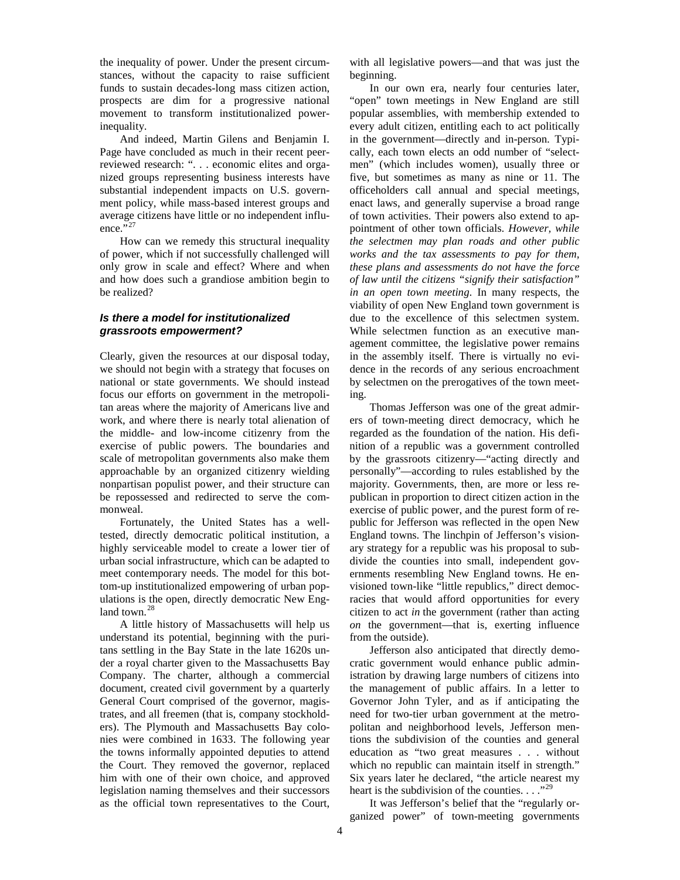the inequality of power. Under the present circumstances, without the capacity to raise sufficient funds to sustain decades-long mass citizen action, prospects are dim for a progressive national movement to transform institutionalized power-inequality.

And indeed, Martin Gilens and Benjamin I. Page have concluded as much in their recent peer-reviewed research: ". . . economic elites and organized groups representing business interests have substantial independent impacts on U.S. government policy, while mass-based interest groups and average citizens have little or no independent influence."[27]

How can we remedy this structural inequality of power, which if not successfully challenged will only grow in scale and effect? Where and when and how does such a grandiose ambition begin to be realized?

### *Is there a model for institutionalized grassroots empowerment?*

Clearly, given the resources at our disposal today, we should not begin with a strategy that focuses on national or state governments. We should instead focus our efforts on government in the metropolitan areas where the majority of Americans live and work, and where there is nearly total alienation of the middle- and low-income citizenry from the exercise of public powers. The boundaries and scale of metropolitan governments also make them approachable by an organized citizenry wielding nonpartisan populist power, and their structure can be repossessed and redirected to serve the commonweal.

Fortunately, the United States has a well-tested, directly democratic political institution, a highly serviceable model to create a lower tier of urban social infrastructure, which can be adapted to meet contemporary needs. The model for this bottom-up institutionalized empowering of urban populations is the open, directly democratic New England town.[28]

A little history of Massachusetts will help us understand its potential, beginning with the puritans settling in the Bay State in the late 1620s under a royal charter given to the Massachusetts Bay Company. The charter, although a commercial document, created civil government by a quarterly General Court comprised of the governor, magistrates, and all freemen (that is, company stockholders). The Plymouth and Massachusetts Bay colonies were combined in 1633. The following year the towns informally appointed deputies to attend the Court. They removed the governor, replaced him with one of their own choice, and approved legislation naming themselves and their successors as the official town representatives to the Court, with all legislative powers—and that was just the beginning.

In our own era, nearly four centuries later, "open" town meetings in New England are still popular assemblies, with membership extended to every adult citizen, entitling each to act politically in the government—directly and in-person. Typically, each town elects an odd number of "selectmen" (which includes women), usually three or five, but sometimes as many as nine or 11. The officeholders call annual and special meetings, enact laws, and generally supervise a broad range of town activities. Their powers also extend to appointment of other town officials. *However, while the selectmen may plan roads and other public works and the tax assessments to pay for them, these plans and assessments do not have the force of law until the citizens "signify their satisfaction" in an open town meeting*. In many respects, the viability of open New England town government is due to the excellence of this selectmen system. While selectmen function as an executive management committee, the legislative power remains in the assembly itself. There is virtually no evidence in the records of any serious encroachment by selectmen on the prerogatives of the town meeting.

Thomas Jefferson was one of the great admirers of town-meeting direct democracy, which he regarded as the foundation of the nation. His definition of a republic was a government controlled by the grassroots citizenry—"acting directly and personally"—according to rules established by the majority. Governments, then, are more or less republican in proportion to direct citizen action in the exercise of public power, and the purest form of republic for Jefferson was reflected in the open New England towns. The linchpin of Jefferson's visionary strategy for a republic was his proposal to subdivide the counties into small, independent governments resembling New England towns. He envisioned town-like "little republics," direct democracies that would afford opportunities for every citizen to act *in* the government (rather than acting *on* the government—that is, exerting influence from the outside).

Jefferson also anticipated that directly democratic government would enhance public administration by drawing large numbers of citizens into the management of public affairs. In a letter to Governor John Tyler, and as if anticipating the need for two-tier urban government at the metropolitan and neighborhood levels, Jefferson mentions the subdivision of the counties and general education as "two great measures . . . without which no republic can maintain itself in strength." Six years later he declared, "the article nearest my heart is the subdivision of the counties. . . ."[29]

It was Jefferson's belief that the "regularly organized power" of town-meeting governments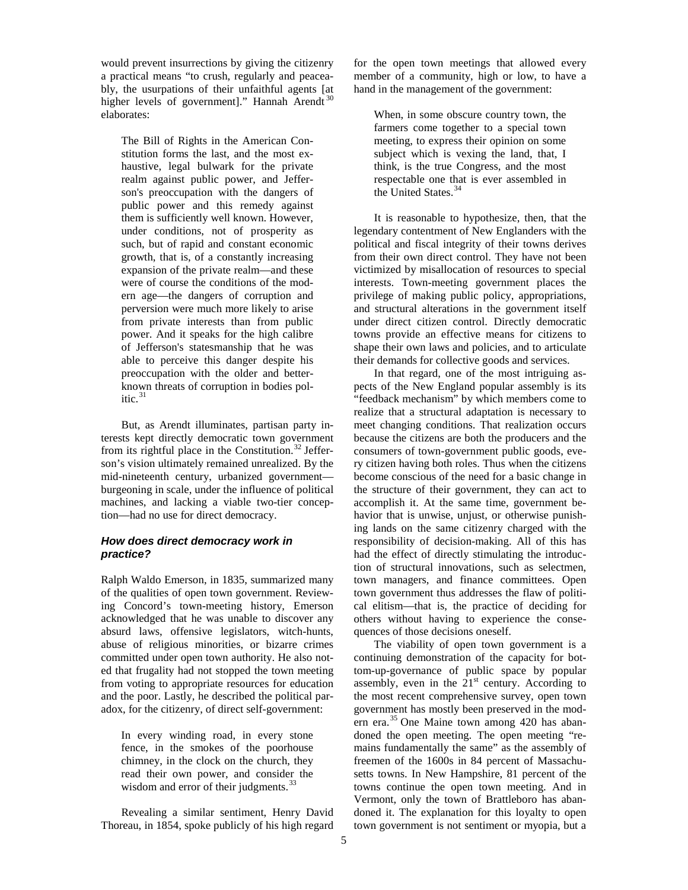would prevent insurrections by giving the citizenry a practical means "to crush, regularly and peaceably, the usurpations of their unfaithful agents [at higher levels of government]." Hannah Arendt[30] elaborates:

> The Bill of Rights in the American Constitution forms the last, and the most exhaustive, legal bulwark for the private realm against public power, and Jefferson's preoccupation with the dangers of public power and this remedy against them is sufficiently well known. However, under conditions, not of prosperity as such, but of rapid and constant economic growth, that is, of a constantly increasing expansion of the private realm—and these were of course the conditions of the modern age—the dangers of corruption and perversion were much more likely to arise from private interests than from public power. And it speaks for the high calibre of Jefferson's statesmanship that he was able to perceive this danger despite his preoccupation with the older and better-known threats of corruption in bodies politic.[31]

But, as Arendt illuminates, partisan party interests kept directly democratic town government from its rightful place in the Constitution.[32] Jefferson's vision ultimately remained unrealized. By the mid-nineteenth century, urbanized government—burgeoning in scale, under the influence of political machines, and lacking a viable two-tier conception—had no use for direct democracy.

### *How does direct democracy work in practice?*

Ralph Waldo Emerson, in 1835, summarized many of the qualities of open town government. Reviewing Concord's town-meeting history, Emerson acknowledged that he was unable to discover any absurd laws, offensive legislators, witch-hunts, abuse of religious minorities, or bizarre crimes committed under open town authority. He also noted that frugality had not stopped the town meeting from voting to appropriate resources for education and the poor. Lastly, he described the political paradox, for the citizenry, of direct self-government:

> In every winding road, in every stone fence, in the smokes of the poorhouse chimney, in the clock on the church, they read their own power, and consider the wisdom and error of their judgments.[33]

Revealing a similar sentiment, Henry David Thoreau, in 1854, spoke publicly of his high regard for the open town meetings that allowed every member of a community, high or low, to have a hand in the management of the government:

> When, in some obscure country town, the farmers come together to a special town meeting, to express their opinion on some subject which is vexing the land, that, I think, is the true Congress, and the most respectable one that is ever assembled in the United States.[34]

It is reasonable to hypothesize, then, that the legendary contentment of New Englanders with the political and fiscal integrity of their towns derives from their own direct control. They have not been victimized by misallocation of resources to special interests. Town-meeting government places the privilege of making public policy, appropriations, and structural alterations in the government itself under direct citizen control. Directly democratic towns provide an effective means for citizens to shape their own laws and policies, and to articulate their demands for collective goods and services.

In that regard, one of the most intriguing aspects of the New England popular assembly is its "feedback mechanism" by which members come to realize that a structural adaptation is necessary to meet changing conditions. That realization occurs because the citizens are both the producers and the consumers of town-government public goods, every citizen having both roles. Thus when the citizens become conscious of the need for a basic change in the structure of their government, they can act to accomplish it. At the same time, government behavior that is unwise, unjust, or otherwise punishing lands on the same citizenry charged with the responsibility of decision-making. All of this has had the effect of directly stimulating the introduction of structural innovations, such as selectmen, town managers, and finance committees. Open town government thus addresses the flaw of political elitism—that is, the practice of deciding for others without having to experience the consequences of those decisions oneself.

The viability of open town government is a continuing demonstration of the capacity for bottom-up-governance of public space by popular assembly, even in the 21st century. According to the most recent comprehensive survey, open town government has mostly been preserved in the modern era.[35] One Maine town among 420 has abandoned the open meeting. The open meeting "remains fundamentally the same" as the assembly of freemen of the 1600s in 84 percent of Massachusetts towns. In New Hampshire, 81 percent of the towns continue the open town meeting. And in Vermont, only the town of Brattleboro has abandoned it. The explanation for this loyalty to open town government is not sentiment or myopia, but a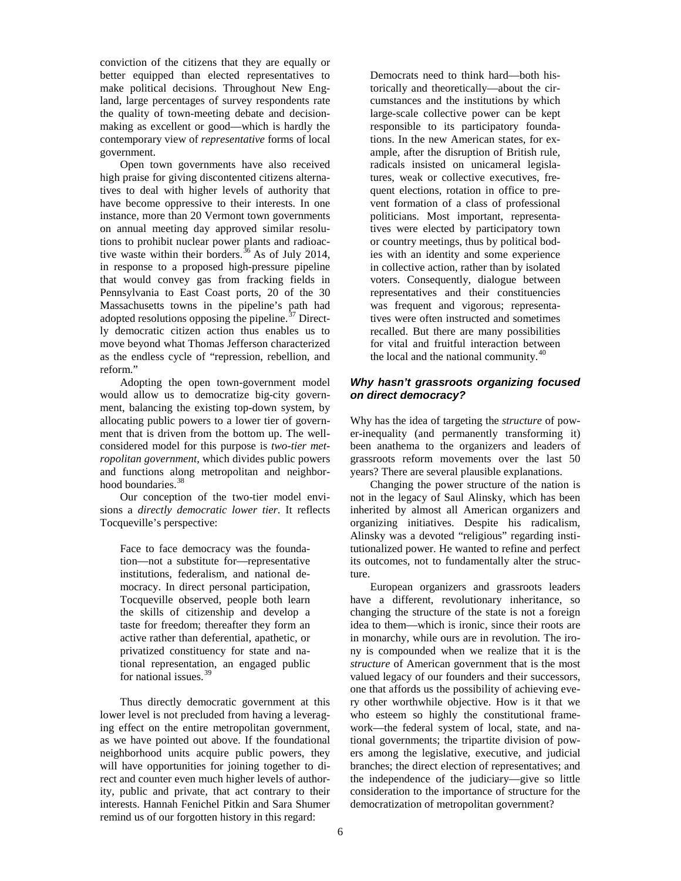conviction of the citizens that they are equally or better equipped than elected representatives to make political decisions. Throughout New England, large percentages of survey respondents rate the quality of town-meeting debate and decision-making as excellent or good—which is hardly the contemporary view of *representative* forms of local government.

Open town governments have also received high praise for giving discontented citizens alternatives to deal with higher levels of authority that have become oppressive to their interests. In one instance, more than 20 Vermont town governments on annual meeting day approved similar resolutions to prohibit nuclear power plants and radioactive waste within their borders.[36] As of July 2014, in response to a proposed high-pressure pipeline that would convey gas from fracking fields in Pennsylvania to East Coast ports, 20 of the 30 Massachusetts towns in the pipeline's path had adopted resolutions opposing the pipeline.[37] Directly democratic citizen action thus enables us to move beyond what Thomas Jefferson characterized as the endless cycle of "repression, rebellion, and reform."

Adopting the open town-government model would allow us to democratize big-city government, balancing the existing top-down system, by allocating public powers to a lower tier of government that is driven from the bottom up. The well-considered model for this purpose is *two-tier metropolitan government*, which divides public powers and functions along metropolitan and neighborhood boundaries.[38]

Our conception of the two-tier model envisions a *directly democratic lower tier*. It reflects Tocqueville's perspective:

> Face to face democracy was the foundation—not a substitute for—representative institutions, federalism, and national democracy. In direct personal participation, Tocqueville observed, people both learn the skills of citizenship and develop a taste for freedom; thereafter they form an active rather than deferential, apathetic, or privatized constituency for state and national representation, an engaged public for national issues.[39]

Thus directly democratic government at this lower level is not precluded from having a leveraging effect on the entire metropolitan government, as we have pointed out above. If the foundational neighborhood units acquire public powers, they will have opportunities for joining together to direct and counter even much higher levels of authority, public and private, that act contrary to their interests. Hannah Fenichel Pitkin and Sara Shumer remind us of our forgotten history in this regard:

> Democrats need to think hard—both historically and theoretically—about the circumstances and the institutions by which large-scale collective power can be kept responsible to its participatory foundations. In the new American states, for example, after the disruption of British rule, radicals insisted on unicameral legislatures, weak or collective executives, frequent elections, rotation in office to prevent formation of a class of professional politicians. Most important, representatives were elected by participatory town or country meetings, thus by political bodies with an identity and some experience in collective action, rather than by isolated voters. Consequently, dialogue between representatives and their constituencies was frequent and vigorous; representatives were often instructed and sometimes recalled. But there are many possibilities for vital and fruitful interaction between the local and the national community.[40]

### *Why hasn't grassroots organizing focused on direct democracy?*

Why has the idea of targeting the *structure* of power-inequality (and permanently transforming it) been anathema to the organizers and leaders of grassroots reform movements over the last 50 years? There are several plausible explanations.

Changing the power structure of the nation is not in the legacy of Saul Alinsky, which has been inherited by almost all American organizers and organizing initiatives. Despite his radicalism, Alinsky was a devoted "religious" regarding institutionalized power. He wanted to refine and perfect its outcomes, not to fundamentally alter the structure.

European organizers and grassroots leaders have a different, revolutionary inheritance, so changing the structure of the state is not a foreign idea to them—which is ironic, since their roots are in monarchy, while ours are in revolution. The irony is compounded when we realize that it is the *structure* of American government that is the most valued legacy of our founders and their successors, one that affords us the possibility of achieving every other worthwhile objective. How is it that we who esteem so highly the constitutional framework—the federal system of local, state, and national governments; the tripartite division of powers among the legislative, executive, and judicial branches; the direct election of representatives; and the independence of the judiciary—give so little consideration to the importance of structure for the democratization of metropolitan government?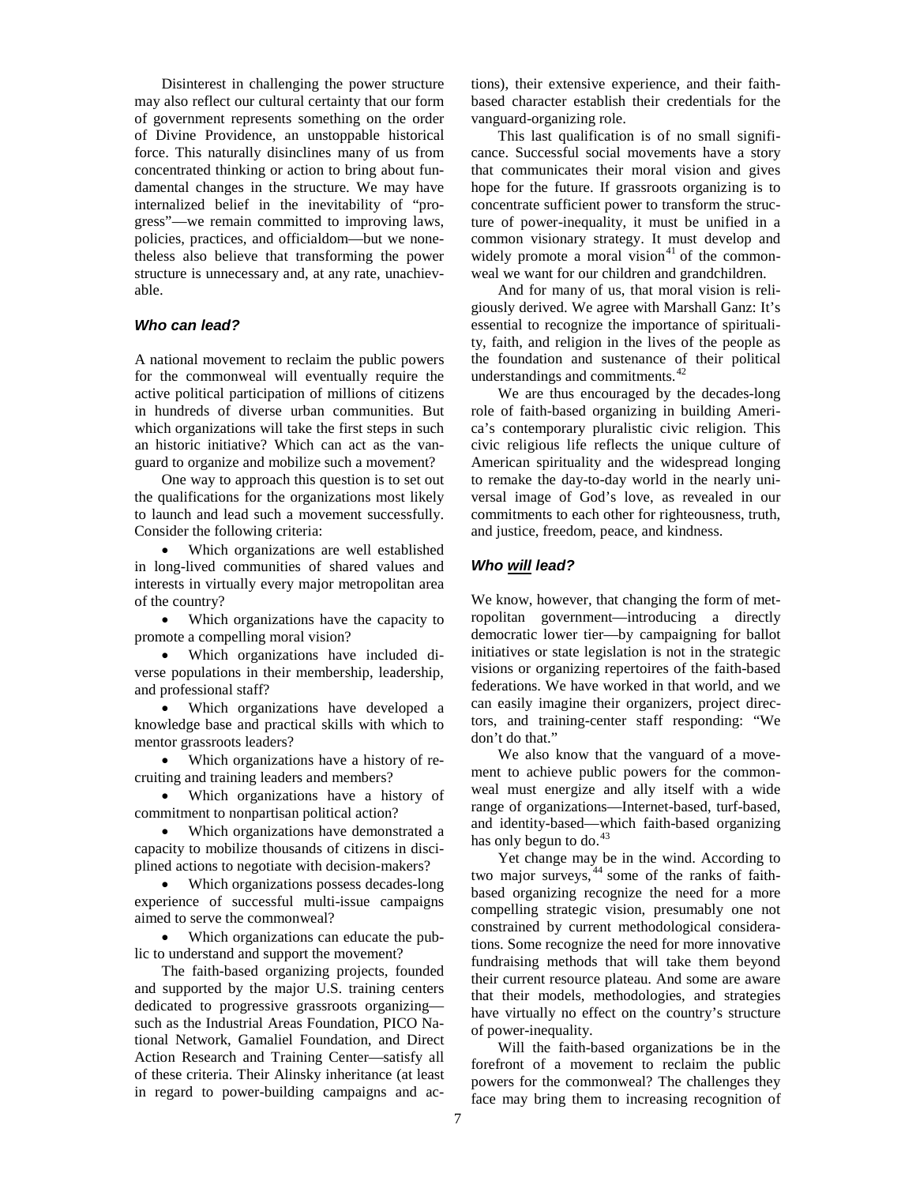Disinterest in challenging the power structure may also reflect our cultural certainty that our form of government represents something on the order of Divine Providence, an unstoppable historical force. This naturally disinclines many of us from concentrated thinking or action to bring about fundamental changes in the structure. We may have internalized belief in the inevitability of "progress"—we remain committed to improving laws, policies, practices, and officialdom—but we nonetheless also believe that transforming the power structure is unnecessary and, at any rate, unachievable.

### *Who can lead?*

A national movement to reclaim the public powers for the commonweal will eventually require the active political participation of millions of citizens in hundreds of diverse urban communities. But which organizations will take the first steps in such an historic initiative? Which can act as the vanguard to organize and mobilize such a movement?

One way to approach this question is to set out the qualifications for the organizations most likely to launch and lead such a movement successfully. Consider the following criteria:

- Which organizations are well established in long-lived communities of shared values and interests in virtually every major metropolitan area of the country?
- Which organizations have the capacity to promote a compelling moral vision?
- Which organizations have included diverse populations in their membership, leadership, and professional staff?
- Which organizations have developed a knowledge base and practical skills with which to mentor grassroots leaders?
- Which organizations have a history of recruiting and training leaders and members?
- Which organizations have a history of commitment to nonpartisan political action?
- Which organizations have demonstrated a capacity to mobilize thousands of citizens in disciplined actions to negotiate with decision-makers?
- Which organizations possess decades-long experience of successful multi-issue campaigns aimed to serve the commonweal?
- Which organizations can educate the public to understand and support the movement?

The faith-based organizing projects, founded and supported by the major U.S. training centers dedicated to progressive grassroots organizing—such as the Industrial Areas Foundation, PICO National Network, Gamaliel Foundation, and Direct Action Research and Training Center—satisfy all of these criteria. Their Alinsky inheritance (at least in regard to power-building campaigns and actions), their extensive experience, and their faith-based character establish their credentials for the vanguard-organizing role.

This last qualification is of no small significance. Successful social movements have a story that communicates their moral vision and gives hope for the future. If grassroots organizing is to concentrate sufficient power to transform the structure of power-inequality, it must be unified in a common visionary strategy. It must develop and widely promote a moral vision[41] of the commonweal we want for our children and grandchildren.

And for many of us, that moral vision is religiously derived. We agree with Marshall Ganz: It's essential to recognize the importance of spirituality, faith, and religion in the lives of the people as the foundation and sustenance of their political understandings and commitments.[42]

We are thus encouraged by the decades-long role of faith-based organizing in building America's contemporary pluralistic civic religion. This civic religious life reflects the unique culture of American spirituality and the widespread longing to remake the day-to-day world in the nearly universal image of God's love, as revealed in our commitments to each other for righteousness, truth, and justice, freedom, peace, and kindness.

### *Who will lead?*

We know, however, that changing the form of metropolitan government—introducing a directly democratic lower tier—by campaigning for ballot initiatives or state legislation is not in the strategic visions or organizing repertoires of the faith-based federations. We have worked in that world, and we can easily imagine their organizers, project directors, and training-center staff responding: "We don't do that."

We also know that the vanguard of a movement to achieve public powers for the commonweal must energize and ally itself with a wide range of organizations—Internet-based, turf-based, and identity-based—which faith-based organizing has only begun to do.[43]

Yet change may be in the wind. According to two major surveys,[44] some of the ranks of faith-based organizing recognize the need for a more compelling strategic vision, presumably one not constrained by current methodological considerations. Some recognize the need for more innovative fundraising methods that will take them beyond their current resource plateau. And some are aware that their models, methodologies, and strategies have virtually no effect on the country's structure of power-inequality.

Will the faith-based organizations be in the forefront of a movement to reclaim the public powers for the commonweal? The challenges they face may bring them to increasing recognition of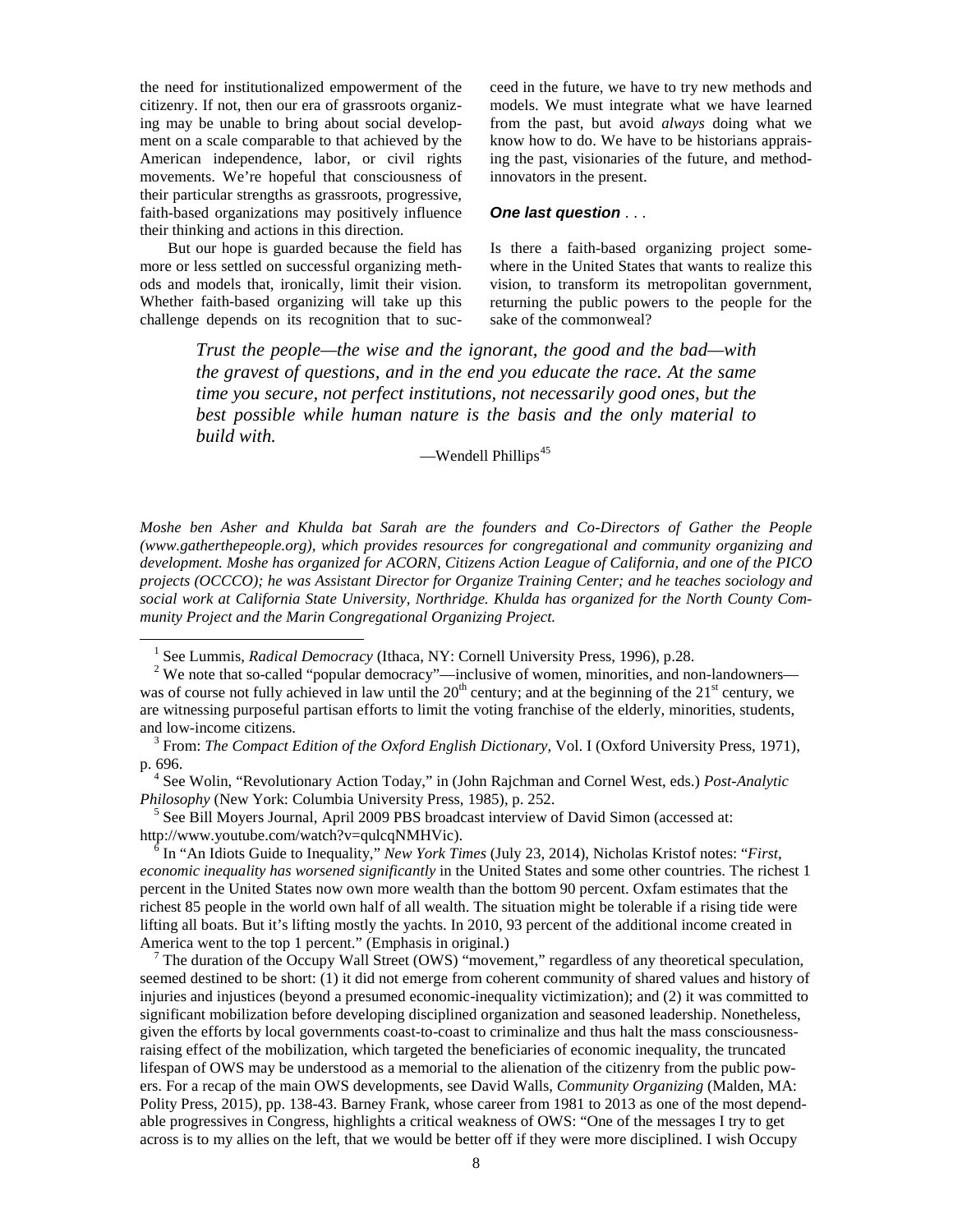the need for institutionalized empowerment of the citizenry. If not, then our era of grassroots organizing may be unable to bring about social development on a scale comparable to that achieved by the American independence, labor, or civil rights movements. We're hopeful that consciousness of their particular strengths as grassroots, progressive, faith-based organizations may positively influence their thinking and actions in this direction.

But our hope is guarded because the field has more or less settled on successful organizing methods and models that, ironically, limit their vision. Whether faith-based organizing will take up this challenge depends on its recognition that to succeed in the future, we have to try new methods and models. We must integrate what we have learned from the past, but avoid *always* doing what we know how to do. We have to be historians appraising the past, visionaries of the future, and method-innovators in the present.

### *One last question . . .*

Is there a faith-based organizing project somewhere in the United States that wants to realize this vision, to transform its metropolitan government, returning the public powers to the people for the sake of the commonweal?

> *Trust the people—the wise and the ignorant, the good and the bad—with the gravest of questions, and in the end you educate the race. At the same time you secure, not perfect institutions, not necessarily good ones, but the best possible while human nature is the basis and the only material to build with.*
>
> —Wendell Phillips[45]

*Moshe ben Asher and Khulda bat Sarah are the founders and Co-Directors of Gather the People (www.gatherthepeople.org), which provides resources for congregational and community organizing and development. Moshe has organized for ACORN, Citizens Action League of California, and one of the PICO projects (OCCCO); he was Assistant Director for Organize Training Center; and he teaches sociology and social work at California State University, Northridge. Khulda has organized for the North County Community Project and the Marin Congregational Organizing Project.*

---

[1] See Lummis, *Radical Democracy* (Ithaca, NY: Cornell University Press, 1996), p.28.

[2] We note that so-called "popular democracy"—inclusive of women, minorities, and non-landowners—was of course not fully achieved in law until the 20th century; and at the beginning of the 21st century, we are witnessing purposeful partisan efforts to limit the voting franchise of the elderly, minorities, students, and low-income citizens.

[3] From: *The Compact Edition of the Oxford English Dictionary*, Vol. I (Oxford University Press, 1971), p. 696.

[4] See Wolin, "Revolutionary Action Today," in (John Rajchman and Cornel West, eds.) *Post-Analytic Philosophy* (New York: Columbia University Press, 1985), p. 252.

[5] See Bill Moyers Journal, April 2009 PBS broadcast interview of David Simon (accessed at: http://www.youtube.com/watch?v=qulcqNMHVic).

[6] In "An Idiots Guide to Inequality," *New York Times* (July 23, 2014), Nicholas Kristof notes: "*First, economic inequality has worsened significantly* in the United States and some other countries. The richest 1 percent in the United States now own more wealth than the bottom 90 percent. Oxfam estimates that the richest 85 people in the world own half of all wealth. The situation might be tolerable if a rising tide were lifting all boats. But it's lifting mostly the yachts. In 2010, 93 percent of the additional income created in America went to the top 1 percent." (Emphasis in original.)

[7] The duration of the Occupy Wall Street (OWS) "movement," regardless of any theoretical speculation, seemed destined to be short: (1) it did not emerge from coherent community of shared values and history of injuries and injustices (beyond a presumed economic-inequality victimization); and (2) it was committed to significant mobilization before developing disciplined organization and seasoned leadership. Nonetheless, given the efforts by local governments coast-to-coast to criminalize and thus halt the mass consciousness-raising effect of the mobilization, which targeted the beneficiaries of economic inequality, the truncated lifespan of OWS may be understood as a memorial to the alienation of the citizenry from the public powers. For a recap of the main OWS developments, see David Walls, *Community Organizing* (Malden, MA: Polity Press, 2015), pp. 138-43. Barney Frank, whose career from 1981 to 2013 as one of the most dependable progressives in Congress, highlights a critical weakness of OWS: "One of the messages I try to get across is to my allies on the left, that we would be better off if they were more disciplined. I wish Occupy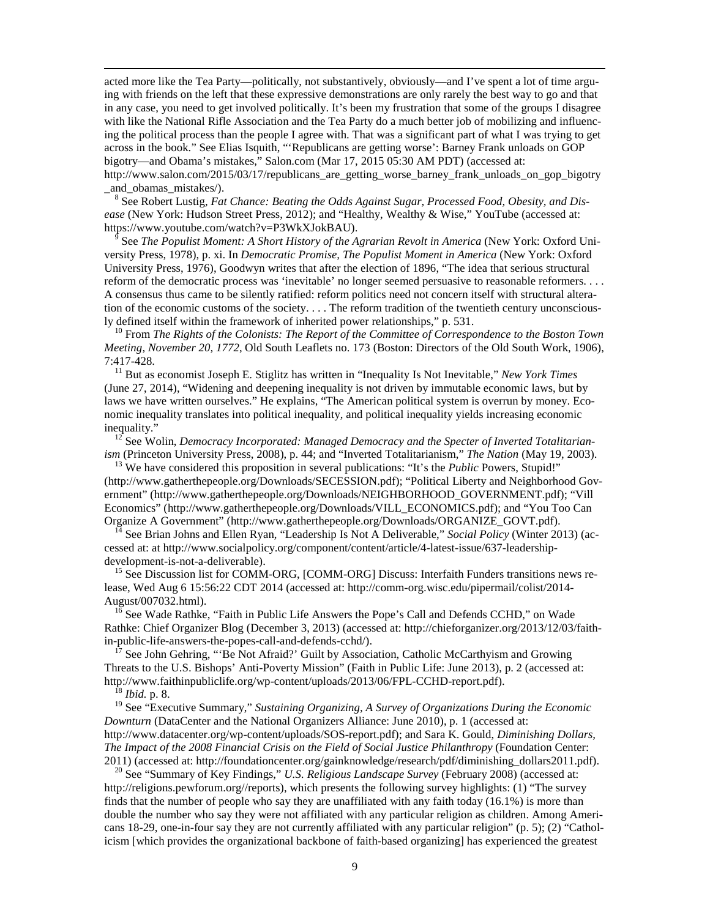acted more like the Tea Party—politically, not substantively, obviously—and I've spent a lot of time arguing with friends on the left that these expressive demonstrations are only rarely the best way to go and that in any case, you need to get involved politically. It's been my frustration that some of the groups I disagree with like the National Rifle Association and the Tea Party do a much better job of mobilizing and influencing the political process than the people I agree with. That was a significant part of what I was trying to get across in the book." See Elias Isquith, "'Republicans are getting worse': Barney Frank unloads on GOP bigotry—and Obama's mistakes," Salon.com (Mar 17, 2015 05:30 AM PDT) (accessed at: http://www.salon.com/2015/03/17/republicans_are_getting_worse_barney_frank_unloads_on_gop_bigotry_and_obamas_mistakes/).

[8] See Robert Lustig, *Fat Chance: Beating the Odds Against Sugar, Processed Food, Obesity, and Disease* (New York: Hudson Street Press, 2012); and "Healthy, Wealthy & Wise," YouTube (accessed at: https://www.youtube.com/watch?v=P3WkXJokBAU).

[9] See *The Populist Moment: A Short History of the Agrarian Revolt in America* (New York: Oxford University Press, 1978), p. xi. In *Democratic Promise, The Populist Moment in America* (New York: Oxford University Press, 1976), Goodwyn writes that after the election of 1896, "The idea that serious structural reform of the democratic process was 'inevitable' no longer seemed persuasive to reasonable reformers. . . . A consensus thus came to be silently ratified: reform politics need not concern itself with structural alteration of the economic customs of the society. . . . The reform tradition of the twentieth century unconsciously defined itself within the framework of inherited power relationships," p. 531.

[10] From *The Rights of the Colonists: The Report of the Committee of Correspondence to the Boston Town Meeting, November 20, 1772*, Old South Leaflets no. 173 (Boston: Directors of the Old South Work, 1906), 7:417-428.

[11] But as economist Joseph E. Stiglitz has written in "Inequality Is Not Inevitable," *New York Times* (June 27, 2014), "Widening and deepening inequality is not driven by immutable economic laws, but by laws we have written ourselves." He explains, "The American political system is overrun by money. Economic inequality translates into political inequality, and political inequality yields increasing economic inequality."

[12] See Wolin, *Democracy Incorporated: Managed Democracy and the Specter of Inverted Totalitarianism* (Princeton University Press, 2008), p. 44; and "Inverted Totalitarianism," *The Nation* (May 19, 2003).

[13] We have considered this proposition in several publications: "It's the *Public* Powers, Stupid!" (http://www.gatherthepeople.org/Downloads/SECESSION.pdf); "Political Liberty and Neighborhood Government" (http://www.gatherthepeople.org/Downloads/NEIGHBORHOOD_GOVERNMENT.pdf); "Vill Economics" (http://www.gatherthepeople.org/Downloads/VILL_ECONOMICS.pdf); and "You Too Can Organize A Government" (http://www.gatherthepeople.org/Downloads/ORGANIZE_GOVT.pdf).

[14] See Brian Johns and Ellen Ryan, "Leadership Is Not A Deliverable," *Social Policy* (Winter 2013) (accessed at: at http://www.socialpolicy.org/component/content/article/4-latest-issue/637-leadership-development-is-not-a-deliverable).

[15] See Discussion list for COMM-ORG, [COMM-ORG] Discuss: Interfaith Funders transitions news release, Wed Aug 6 15:56:22 CDT 2014 (accessed at: http://comm-org.wisc.edu/pipermail/colist/2014-August/007032.html).

[16] See Wade Rathke, "Faith in Public Life Answers the Pope's Call and Defends CCHD," on Wade Rathke: Chief Organizer Blog (December 3, 2013) (accessed at: http://chieforganizer.org/2013/12/03/faith-in-public-life-answers-the-popes-call-and-defends-cchd/).

[17] See John Gehring, "'Be Not Afraid?' Guilt by Association, Catholic McCarthyism and Growing Threats to the U.S. Bishops' Anti-Poverty Mission" (Faith in Public Life: June 2013), p. 2 (accessed at: http://www.faithinpubliclife.org/wp-content/uploads/2013/06/FPL-CCHD-report.pdf).

[18] *Ibid.* p. 8.

[19] See "Executive Summary," *Sustaining Organizing, A Survey of Organizations During the Economic Downturn* (DataCenter and the National Organizers Alliance: June 2010), p. 1 (accessed at: http://www.datacenter.org/wp-content/uploads/SOS-report.pdf); and Sara K. Gould, *Diminishing Dollars, The Impact of the 2008 Financial Crisis on the Field of Social Justice Philanthropy* (Foundation Center: 2011) (accessed at: http://foundationcenter.org/gainknowledge/research/pdf/diminishing_dollars2011.pdf).

[20] See "Summary of Key Findings," *U.S. Religious Landscape Survey* (February 2008) (accessed at: http://religions.pewforum.org//reports), which presents the following survey highlights: (1) "The survey finds that the number of people who say they are unaffiliated with any faith today (16.1%) is more than double the number who say they were not affiliated with any particular religion as children. Among Americans 18-29, one-in-four say they are not currently affiliated with any particular religion" (p. 5); (2) "Catholicism [which provides the organizational backbone of faith-based organizing] has experienced the greatest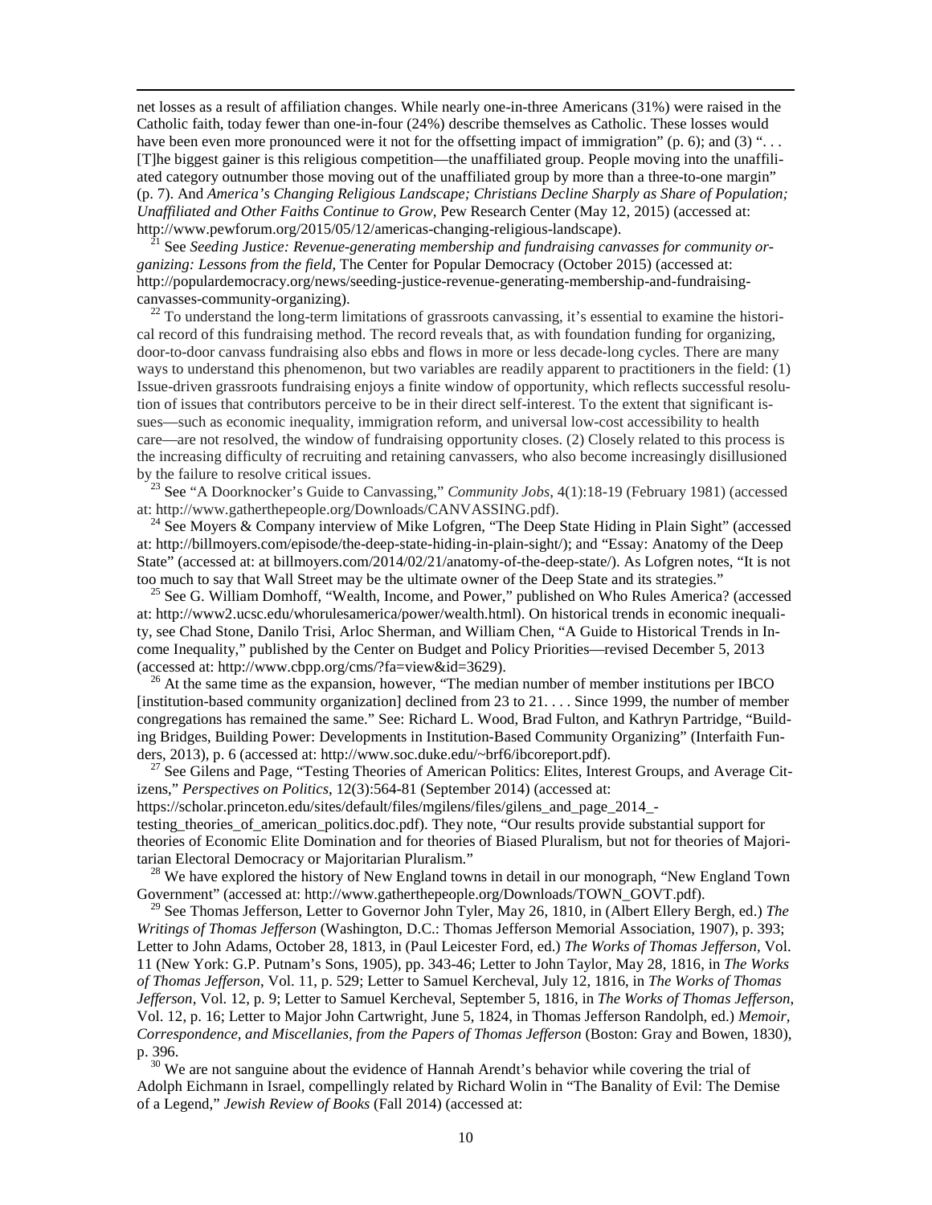net losses as a result of affiliation changes. While nearly one-in-three Americans (31%) were raised in the Catholic faith, today fewer than one-in-four (24%) describe themselves as Catholic. These losses would have been even more pronounced were it not for the offsetting impact of immigration" (p. 6); and (3) ". . . [T]he biggest gainer is this religious competition—the unaffiliated group. People moving into the unaffiliated category outnumber those moving out of the unaffiliated group by more than a three-to-one margin" (p. 7). And *America's Changing Religious Landscape; Christians Decline Sharply as Share of Population; Unaffiliated and Other Faiths Continue to Grow*, Pew Research Center (May 12, 2015) (accessed at: http://www.pewforum.org/2015/05/12/americas-changing-religious-landscape).

[21] See *Seeding Justice: Revenue-generating membership and fundraising canvasses for community organizing: Lessons from the field*, The Center for Popular Democracy (October 2015) (accessed at: http://populardemocracy.org/news/seeding-justice-revenue-generating-membership-and-fundraising-canvasses-community-organizing).

[22] To understand the long-term limitations of grassroots canvassing, it's essential to examine the historical record of this fundraising method. The record reveals that, as with foundation funding for organizing, door-to-door canvass fundraising also ebbs and flows in more or less decade-long cycles. There are many ways to understand this phenomenon, but two variables are readily apparent to practitioners in the field: (1) Issue-driven grassroots fundraising enjoys a finite window of opportunity, which reflects successful resolution of issues that contributors perceive to be in their direct self-interest. To the extent that significant issues—such as economic inequality, immigration reform, and universal low-cost accessibility to health care—are not resolved, the window of fundraising opportunity closes. (2) Closely related to this process is the increasing difficulty of recruiting and retaining canvassers, who also become increasingly disillusioned by the failure to resolve critical issues.

[23] See "A Doorknocker's Guide to Canvassing," *Community Jobs*, 4(1):18-19 (February 1981) (accessed at: http://www.gatherthepeople.org/Downloads/CANVASSING.pdf).

[24] See Moyers & Company interview of Mike Lofgren, "The Deep State Hiding in Plain Sight" (accessed at: http://billmoyers.com/episode/the-deep-state-hiding-in-plain-sight/); and "Essay: Anatomy of the Deep State" (accessed at: at billmoyers.com/2014/02/21/anatomy-of-the-deep-state/). As Lofgren notes, "It is not too much to say that Wall Street may be the ultimate owner of the Deep State and its strategies."

[25] See G. William Domhoff, "Wealth, Income, and Power," published on Who Rules America? (accessed at: http://www2.ucsc.edu/whorulesamerica/power/wealth.html). On historical trends in economic inequality, see Chad Stone, Danilo Trisi, Arloc Sherman, and William Chen, "A Guide to Historical Trends in Income Inequality," published by the Center on Budget and Policy Priorities—revised December 5, 2013 (accessed at: http://www.cbpp.org/cms/?fa=view&id=3629).

[26] At the same time as the expansion, however, "The median number of member institutions per IBCO [institution-based community organization] declined from 23 to 21. . . . Since 1999, the number of member congregations has remained the same." See: Richard L. Wood, Brad Fulton, and Kathryn Partridge, "Building Bridges, Building Power: Developments in Institution-Based Community Organizing" (Interfaith Funders, 2013), p. 6 (accessed at: http://www.soc.duke.edu/~brf6/ibcoreport.pdf).

[27] See Gilens and Page, "Testing Theories of American Politics: Elites, Interest Groups, and Average Citizens," *Perspectives on Politics*, 12(3):564-81 (September 2014) (accessed at: https://scholar.princeton.edu/sites/default/files/mgilens/files/gilens_and_page_2014_-testing_theories_of_american_politics.doc.pdf). They note, "Our results provide substantial support for theories of Economic Elite Domination and for theories of Biased Pluralism, but not for theories of Majoritarian Electoral Democracy or Majoritarian Pluralism."

[28] We have explored the history of New England towns in detail in our monograph, "New England Town Government" (accessed at: http://www.gatherthepeople.org/Downloads/TOWN_GOVT.pdf).

[29] See Thomas Jefferson, Letter to Governor John Tyler, May 26, 1810, in (Albert Ellery Bergh, ed.) *The Writings of Thomas Jefferson* (Washington, D.C.: Thomas Jefferson Memorial Association, 1907), p. 393; Letter to John Adams, October 28, 1813, in (Paul Leicester Ford, ed.) *The Works of Thomas Jefferson*, Vol. 11 (New York: G.P. Putnam's Sons, 1905), pp. 343-46; Letter to John Taylor, May 28, 1816, in *The Works of Thomas Jefferson*, Vol. 11, p. 529; Letter to Samuel Kercheval, July 12, 1816, in *The Works of Thomas Jefferson*, Vol. 12, p. 9; Letter to Samuel Kercheval, September 5, 1816, in *The Works of Thomas Jefferson*, Vol. 12, p. 16; Letter to Major John Cartwright, June 5, 1824, in Thomas Jefferson Randolph, ed.) *Memoir, Correspondence, and Miscellanies, from the Papers of Thomas Jefferson* (Boston: Gray and Bowen, 1830), p. 396.

[30] We are not sanguine about the evidence of Hannah Arendt's behavior while covering the trial of Adolph Eichmann in Israel, compellingly related by Richard Wolin in "The Banality of Evil: The Demise of a Legend," *Jewish Review of Books* (Fall 2014) (accessed at: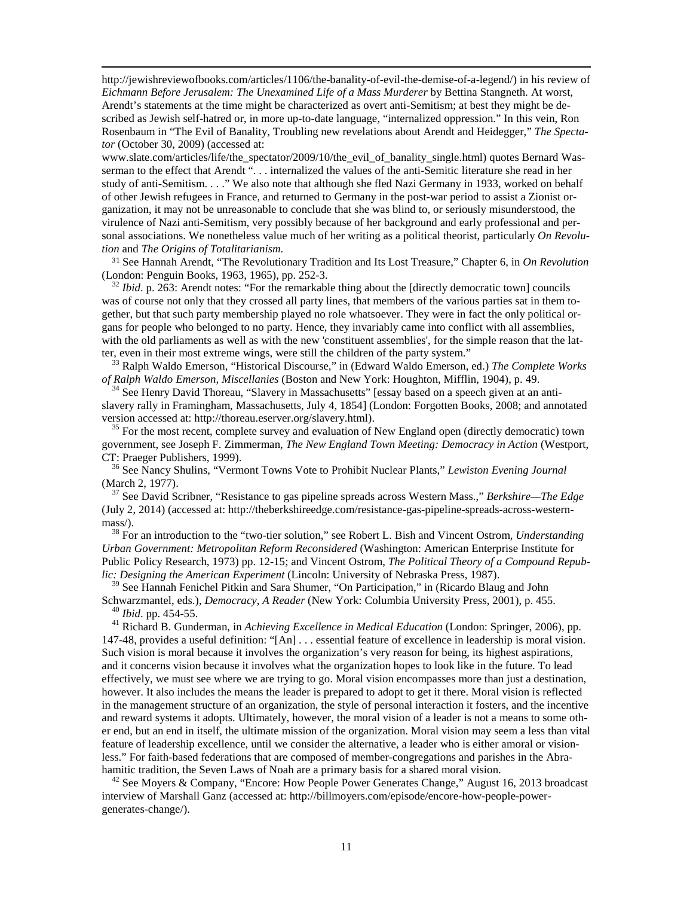http://jewishreviewofbooks.com/articles/1106/the-banality-of-evil-the-demise-of-a-legend/) in his review of *Eichmann Before Jerusalem: The Unexamined Life of a Mass Murderer* by Bettina Stangneth. At worst, Arendt's statements at the time might be characterized as overt anti-Semitism; at best they might be described as Jewish self-hatred or, in more up-to-date language, "internalized oppression." In this vein, Ron Rosenbaum in "The Evil of Banality, Troubling new revelations about Arendt and Heidegger," *The Spectator* (October 30, 2009) (accessed at: www.slate.com/articles/life/the_spectator/2009/10/the_evil_of_banality_single.html) quotes Bernard Wasserman to the effect that Arendt ". . . internalized the values of the anti-Semitic literature she read in her study of anti-Semitism. . . ." We also note that although she fled Nazi Germany in 1933, worked on behalf of other Jewish refugees in France, and returned to Germany in the post-war period to assist a Zionist organization, it may not be unreasonable to conclude that she was blind to, or seriously misunderstood, the virulence of Nazi anti-Semitism, very possibly because of her background and early professional and personal associations. We nonetheless value much of her writing as a political theorist, particularly *On Revolution* and *The Origins of Totalitarianism*.

[31] See Hannah Arendt, "The Revolutionary Tradition and Its Lost Treasure," Chapter 6, in *On Revolution* (London: Penguin Books, 1963, 1965), pp. 252-3.

[32] *Ibid*. p. 263: Arendt notes: "For the remarkable thing about the [directly democratic town] councils was of course not only that they crossed all party lines, that members of the various parties sat in them together, but that such party membership played no role whatsoever. They were in fact the only political organs for people who belonged to no party. Hence, they invariably came into conflict with all assemblies, with the old parliaments as well as with the new 'constituent assemblies', for the simple reason that the latter, even in their most extreme wings, were still the children of the party system."

[33] Ralph Waldo Emerson, "Historical Discourse," in (Edward Waldo Emerson, ed.) *The Complete Works of Ralph Waldo Emerson, Miscellanies* (Boston and New York: Houghton, Mifflin, 1904), p. 49.

[34] See Henry David Thoreau, "Slavery in Massachusetts" [essay based on a speech given at an anti-slavery rally in Framingham, Massachusetts, July 4, 1854] (London: Forgotten Books, 2008; and annotated version accessed at: http://thoreau.eserver.org/slavery.html).

[35] For the most recent, complete survey and evaluation of New England open (directly democratic) town government, see Joseph F. Zimmerman, *The New England Town Meeting: Democracy in Action* (Westport, CT: Praeger Publishers, 1999).

[36] See Nancy Shulins, "Vermont Towns Vote to Prohibit Nuclear Plants," *Lewiston Evening Journal* (March 2, 1977).

[37] See David Scribner, "Resistance to gas pipeline spreads across Western Mass.," *Berkshire—The Edge* (July 2, 2014) (accessed at: http://theberkshireedge.com/resistance-gas-pipeline-spreads-across-western-mass/).

[38] For an introduction to the "two-tier solution," see Robert L. Bish and Vincent Ostrom, *Understanding Urban Government: Metropolitan Reform Reconsidered* (Washington: American Enterprise Institute for Public Policy Research, 1973) pp. 12-15; and Vincent Ostrom, *The Political Theory of a Compound Republic: Designing the American Experiment* (Lincoln: University of Nebraska Press, 1987).

[39] See Hannah Fenichel Pitkin and Sara Shumer, "On Participation," in (Ricardo Blaug and John Schwarzmantel, eds.), *Democracy, A Reader* (New York: Columbia University Press, 2001), p. 455.

[40] *Ibid*. pp. 454-55.

[41] Richard B. Gunderman, in *Achieving Excellence in Medical Education* (London: Springer, 2006), pp. 147-48, provides a useful definition: "[An] . . . essential feature of excellence in leadership is moral vision. Such vision is moral because it involves the organization's very reason for being, its highest aspirations, and it concerns vision because it involves what the organization hopes to look like in the future. To lead effectively, we must see where we are trying to go. Moral vision encompasses more than just a destination, however. It also includes the means the leader is prepared to adopt to get it there. Moral vision is reflected in the management structure of an organization, the style of personal interaction it fosters, and the incentive and reward systems it adopts. Ultimately, however, the moral vision of a leader is not a means to some other end, but an end in itself, the ultimate mission of the organization. Moral vision may seem a less than vital feature of leadership excellence, until we consider the alternative, a leader who is either amoral or visionless." For faith-based federations that are composed of member-congregations and parishes in the Abrahamitic tradition, the Seven Laws of Noah are a primary basis for a shared moral vision.

[42] See Moyers & Company, "Encore: How People Power Generates Change," August 16, 2013 broadcast interview of Marshall Ganz (accessed at: http://billmoyers.com/episode/encore-how-people-power-generates-change/).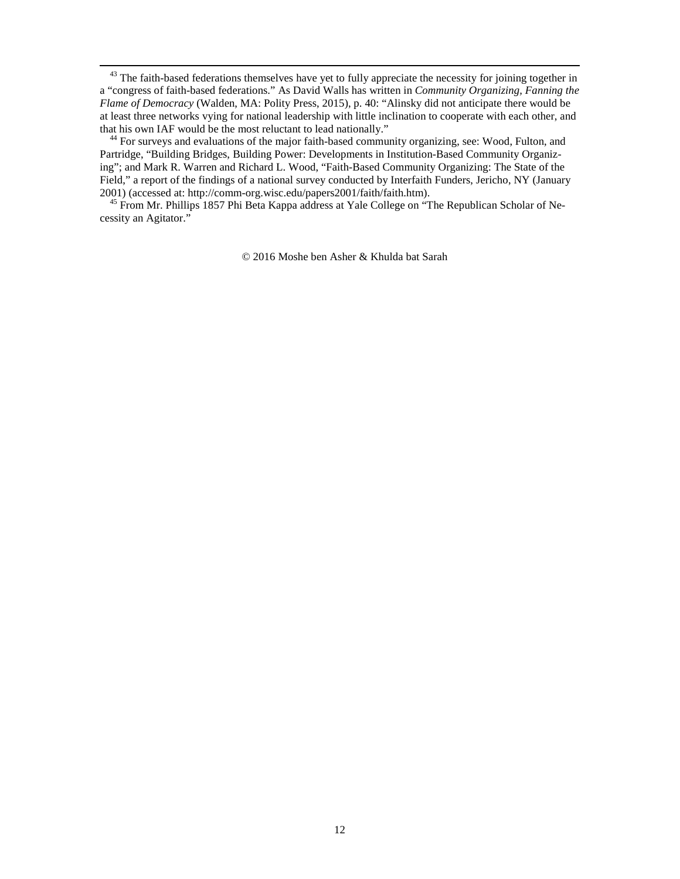[43] The faith-based federations themselves have yet to fully appreciate the necessity for joining together in a "congress of faith-based federations." As David Walls has written in *Community Organizing, Fanning the Flame of Democracy* (Walden, MA: Polity Press, 2015), p. 40: "Alinsky did not anticipate there would be at least three networks vying for national leadership with little inclination to cooperate with each other, and that his own IAF would be the most reluctant to lead nationally."

[44] For surveys and evaluations of the major faith-based community organizing, see: Wood, Fulton, and Partridge, "Building Bridges, Building Power: Developments in Institution-Based Community Organizing"; and Mark R. Warren and Richard L. Wood, "Faith-Based Community Organizing: The State of the Field," a report of the findings of a national survey conducted by Interfaith Funders, Jericho, NY (January 2001) (accessed at: http://comm-org.wisc.edu/papers2001/faith/faith.htm).

[45] From Mr. Phillips 1857 Phi Beta Kappa address at Yale College on "The Republican Scholar of Necessity an Agitator."

© 2016 Moshe ben Asher & Khulda bat Sarah